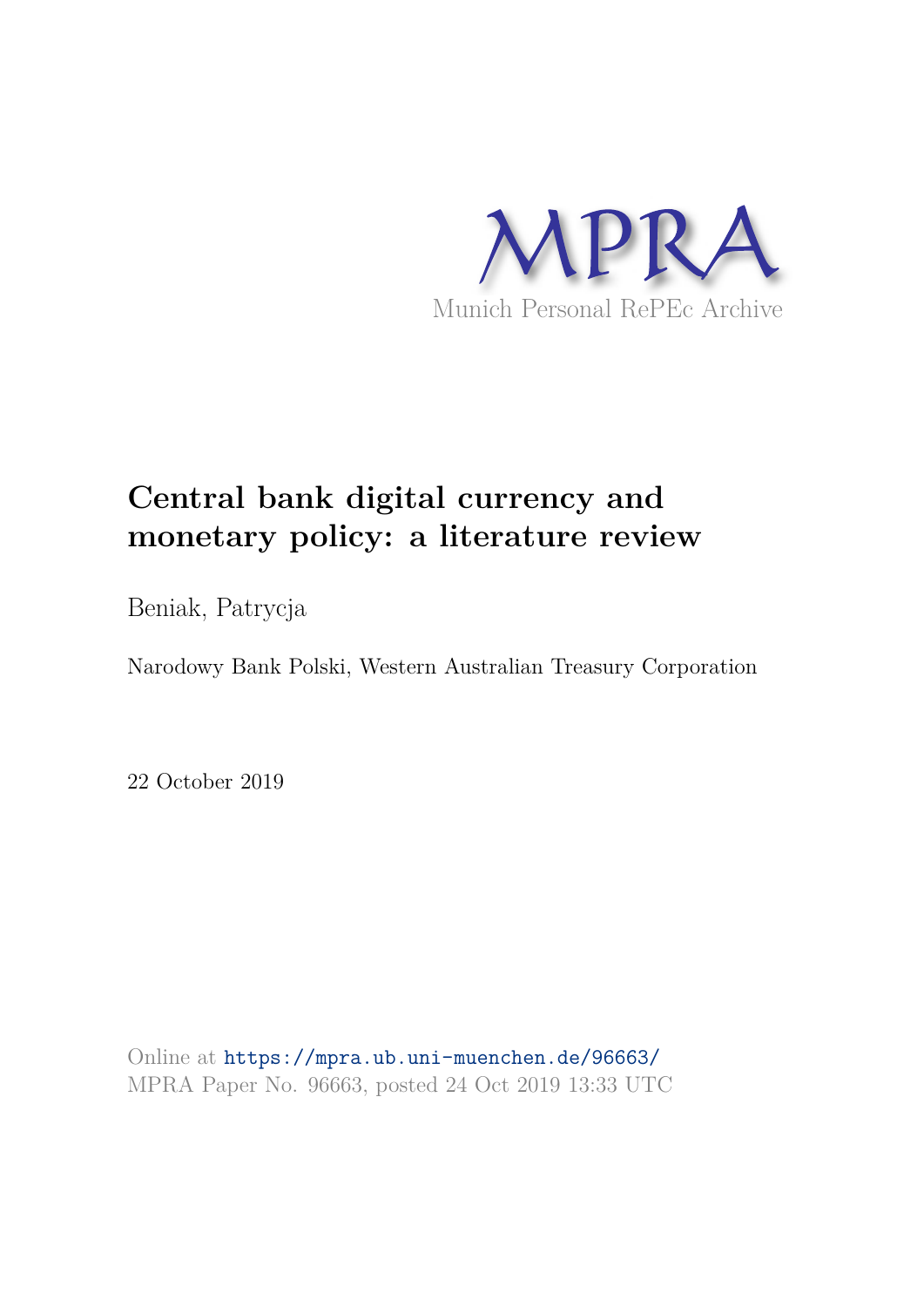MPRA

Munich Personal RePEc Archive

# Central bank digital currency and monetary policy: a literature review

Beniak, Patrycja

Narodowy Bank Polski, Western Australian Treasury Corporation

22 October 2019

Online at https://mpra.ub.uni-muenchen.de/96663/
MPRA Paper No. 96663, posted 24 Oct 2019 13:33 UTC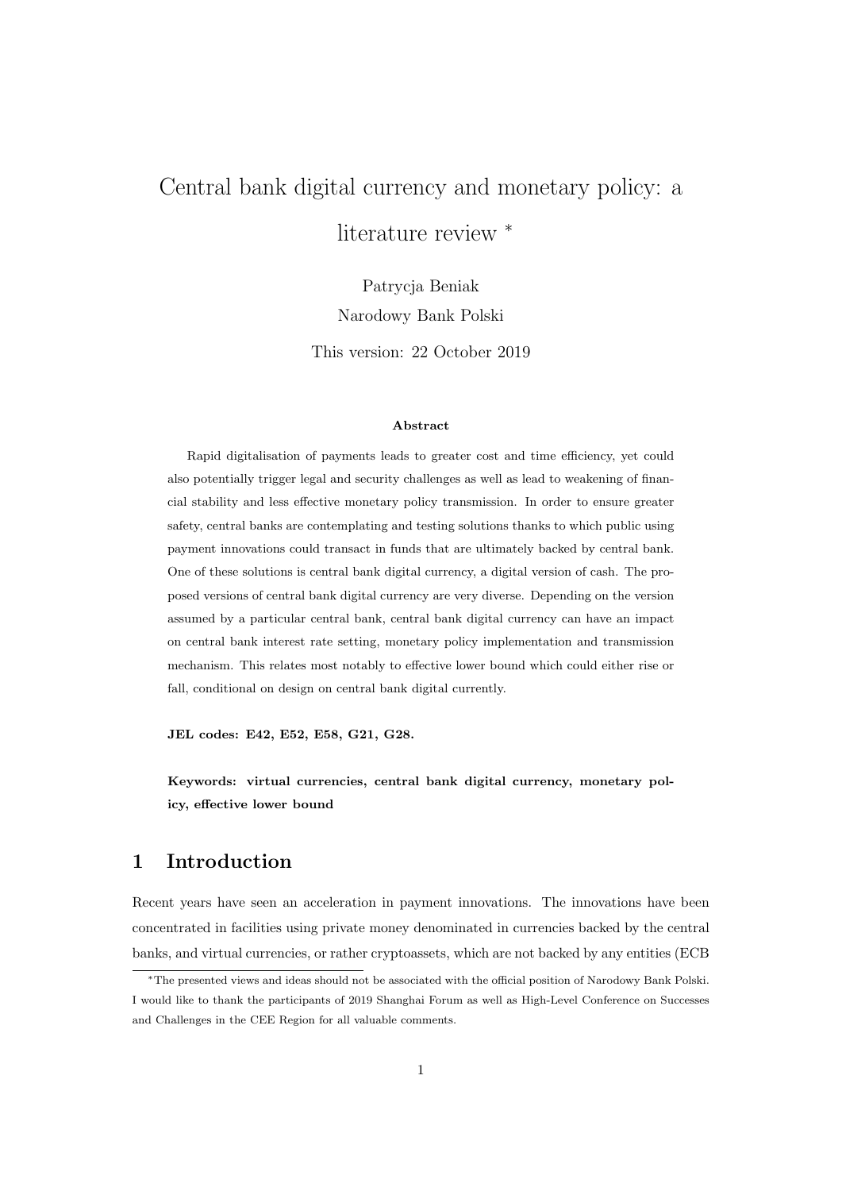# Central bank digital currency and monetary policy: a literature review *

Patrycja Beniak

Narodowy Bank Polski

This version: 22 October 2019

**Abstract**

Rapid digitalisation of payments leads to greater cost and time efficiency, yet could also potentially trigger legal and security challenges as well as lead to weakening of financial stability and less effective monetary policy transmission. In order to ensure greater safety, central banks are contemplating and testing solutions thanks to which public using payment innovations could transact in funds that are ultimately backed by central bank. One of these solutions is central bank digital currency, a digital version of cash. The proposed versions of central bank digital currency are very diverse. Depending on the version assumed by a particular central bank, central bank digital currency can have an impact on central bank interest rate setting, monetary policy implementation and transmission mechanism. This relates most notably to effective lower bound which could either rise or fall, conditional on design on central bank digital currently.

**JEL codes: E42, E52, E58, G21, G28.**

**Keywords: virtual currencies, central bank digital currency, monetary policy, effective lower bound**

## 1 Introduction

Recent years have seen an acceleration in payment innovations. The innovations have been concentrated in facilities using private money denominated in currencies backed by the central banks, and virtual currencies, or rather cryptoassets, which are not backed by any entities (ECB

*The presented views and ideas should not be associated with the official position of Narodowy Bank Polski. I would like to thank the participants of 2019 Shanghai Forum as well as High-Level Conference on Successes and Challenges in the CEE Region for all valuable comments.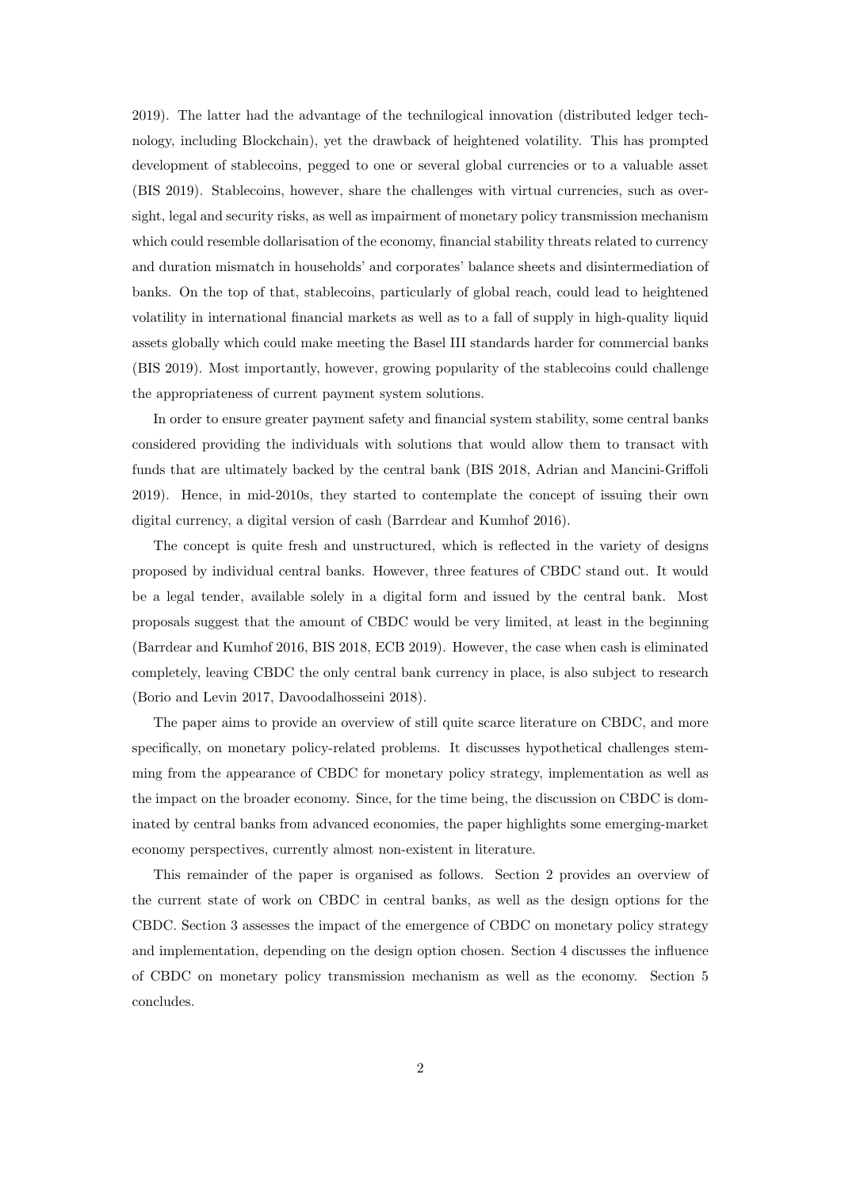2019). The latter had the advantage of the technilogical innovation (distributed ledger technology, including Blockchain), yet the drawback of heightened volatility. This has prompted development of stablecoins, pegged to one or several global currencies or to a valuable asset (BIS 2019). Stablecoins, however, share the challenges with virtual currencies, such as oversight, legal and security risks, as well as impairment of monetary policy transmission mechanism which could resemble dollarisation of the economy, financial stability threats related to currency and duration mismatch in households' and corporates' balance sheets and disintermediation of banks. On the top of that, stablecoins, particularly of global reach, could lead to heightened volatility in international financial markets as well as to a fall of supply in high-quality liquid assets globally which could make meeting the Basel III standards harder for commercial banks (BIS 2019). Most importantly, however, growing popularity of the stablecoins could challenge the appropriateness of current payment system solutions.

In order to ensure greater payment safety and financial system stability, some central banks considered providing the individuals with solutions that would allow them to transact with funds that are ultimately backed by the central bank (BIS 2018, Adrian and Mancini-Griffoli 2019). Hence, in mid-2010s, they started to contemplate the concept of issuing their own digital currency, a digital version of cash (Barrdear and Kumhof 2016).

The concept is quite fresh and unstructured, which is reflected in the variety of designs proposed by individual central banks. However, three features of CBDC stand out. It would be a legal tender, available solely in a digital form and issued by the central bank. Most proposals suggest that the amount of CBDC would be very limited, at least in the beginning (Barrdear and Kumhof 2016, BIS 2018, ECB 2019). However, the case when cash is eliminated completely, leaving CBDC the only central bank currency in place, is also subject to research (Borio and Levin 2017, Davoodalhosseini 2018).

The paper aims to provide an overview of still quite scarce literature on CBDC, and more specifically, on monetary policy-related problems. It discusses hypothetical challenges stemming from the appearance of CBDC for monetary policy strategy, implementation as well as the impact on the broader economy. Since, for the time being, the discussion on CBDC is dominated by central banks from advanced economies, the paper highlights some emerging-market economy perspectives, currently almost non-existent in literature.

This remainder of the paper is organised as follows. Section 2 provides an overview of the current state of work on CBDC in central banks, as well as the design options for the CBDC. Section 3 assesses the impact of the emergence of CBDC on monetary policy strategy and implementation, depending on the design option chosen. Section 4 discusses the influence of CBDC on monetary policy transmission mechanism as well the economy. Section 5 concludes.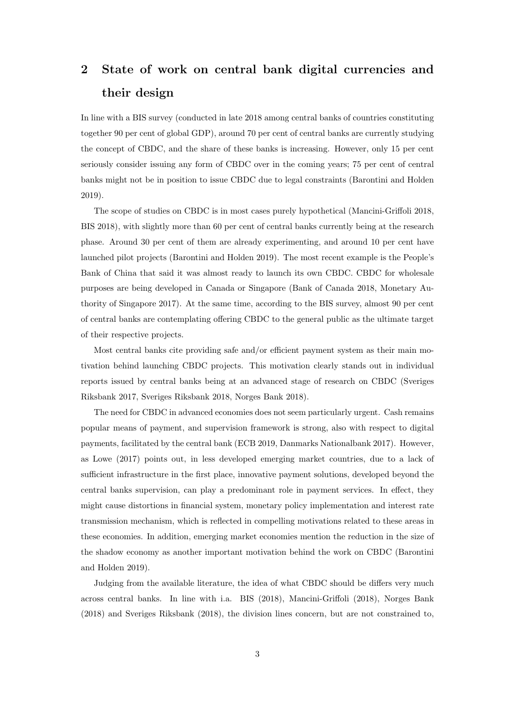## 2 State of work on central bank digital currencies and their design

In line with a BIS survey (conducted in late 2018 among central banks of countries constituting together 90 per cent of global GDP), around 70 per cent of central banks are currently studying the concept of CBDC, and the share of these banks is increasing. However, only 15 per cent seriously consider issuing any form of CBDC over in the coming years; 75 per cent of central banks might not be in position to issue CBDC due to legal constraints (Barontini and Holden 2019).

The scope of studies on CBDC is in most cases purely hypothetical (Mancini-Griffoli 2018, BIS 2018), with slightly more than 60 per cent of central banks currently being at the research phase. Around 30 per cent of them are already experimenting, and around 10 per cent have launched pilot projects (Barontini and Holden 2019). The most recent example is the People's Bank of China that said it was almost ready to launch its own CBDC. CBDC for wholesale purposes are being developed in Canada or Singapore (Bank of Canada 2018, Monetary Authority of Singapore 2017). At the same time, according to the BIS survey, almost 90 per cent of central banks are contemplating offering CBDC to the general public as the ultimate target of their respective projects.

Most central banks cite providing safe and/or efficient payment system as their main motivation behind launching CBDC projects. This motivation clearly stands out in individual reports issued by central banks being at an advanced stage of research on CBDC (Sveriges Riksbank 2017, Sveriges Riksbank 2018, Norges Bank 2018).

The need for CBDC in advanced economies does not seem particularly urgent. Cash remains popular means of payment, and supervision framework is strong, also with respect to digital payments, facilitated by the central bank (ECB 2019, Danmarks Nationalbank 2017). However, as Lowe (2017) points out, in less developed emerging market countries, due to a lack of sufficient infrastructure in the first place, innovative payment solutions, developed beyond the central banks supervision, can play a predominant role in payment services. In effect, they might cause distortions in financial system, monetary policy implementation and interest rate transmission mechanism, which is reflected in compelling motivations related to these areas in these economies. In addition, emerging market economies mention the reduction in the size of the shadow economy as another important motivation behind the work on CBDC (Barontini and Holden 2019).

Judging from the available literature, the idea of what CBDC should be differs very much across central banks. In line with i.a. BIS (2018), Mancini-Griffoli (2018), Norges Bank (2018) and Sveriges Riksbank (2018), the division lines concern, but are not constrained to,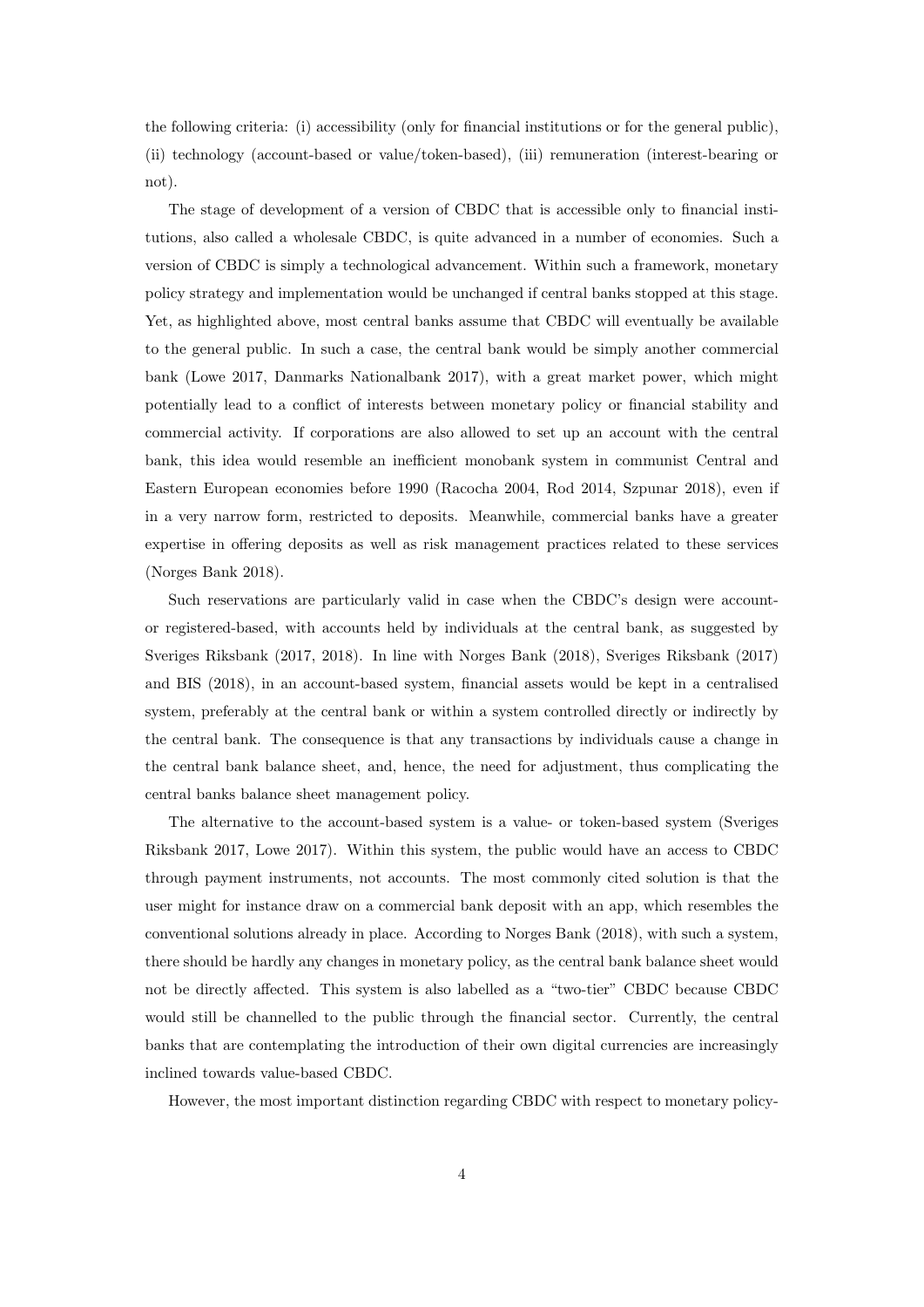the following criteria: (i) accessibility (only for financial institutions or for the general public), (ii) technology (account-based or value/token-based), (iii) remuneration (interest-bearing or not).

The stage of development of a version of CBDC that is accessible only to financial institutions, also called a wholesale CBDC, is quite advanced in a number of economies. Such a version of CBDC is simply a technological advancement. Within such a framework, monetary policy strategy and implementation would be unchanged if central banks stopped at this stage. Yet, as highlighted above, most central banks assume that CBDC will eventually be available to the general public. In such a case, the central bank would be simply another commercial bank (Lowe 2017, Danmarks Nationalbank 2017), with a great market power, which might potentially lead to a conflict of interests between monetary policy or financial stability and commercial activity. If corporations are also allowed to set up an account with the central bank, this idea would resemble an inefficient monobank system in communist Central and Eastern European economies before 1990 (Racocha 2004, Rod 2014, Szpunar 2018), even if in a very narrow form, restricted to deposits. Meanwhile, commercial banks have a greater expertise in offering deposits as well as risk management practices related to these services (Norges Bank 2018).

Such reservations are particularly valid in case when the CBDC's design were account- or registered-based, with accounts held by individuals at the central bank, as suggested by Sveriges Riksbank (2017, 2018). In line with Norges Bank (2018), Sveriges Riksbank (2017) and BIS (2018), in an account-based system, financial assets would be kept in a centralised system, preferably at the central bank or within a system controlled directly or indirectly by the central bank. The consequence is that any transactions by individuals cause a change in the central bank balance sheet, and, hence, the need for adjustment, thus complicating the central banks balance sheet management policy.

The alternative to the account-based system is a value- or token-based system (Sveriges Riksbank 2017, Lowe 2017). Within this system, the public would have an access to CBDC through payment instruments, not accounts. The most commonly cited solution is that the user might for instance draw on a commercial bank deposit with an app, which resembles the conventional solutions already in place. According to Norges Bank (2018), with such a system, there should be hardly any changes in monetary policy, as the central bank balance sheet would not be directly affected. This system is also labelled as a "two-tier" CBDC because CBDC would still be channelled to the public through the financial sector. Currently, the central banks that are contemplating the introduction of their own digital currencies are increasingly inclined towards value-based CBDC.

However, the most important distinction regarding CBDC with respect to monetary policy-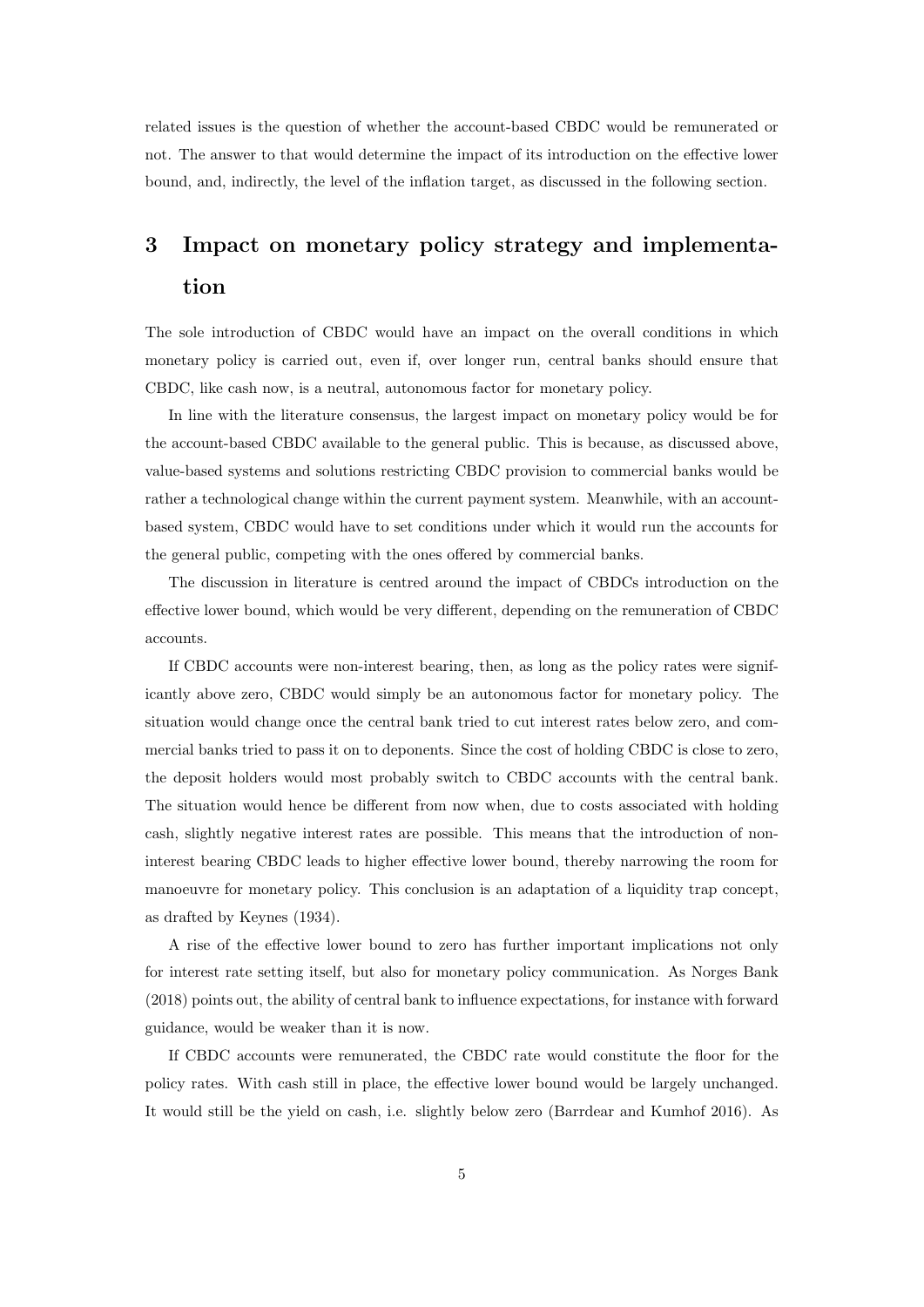related issues is the question of whether the account-based CBDC would be remunerated or not. The answer to that would determine the impact of its introduction on the effective lower bound, and, indirectly, the level of the inflation target, as discussed in the following section.

# 3 Impact on monetary policy strategy and implementation

The sole introduction of CBDC would have an impact on the overall conditions in which monetary policy is carried out, even if, over longer run, central banks should ensure that CBDC, like cash now, is a neutral, autonomous factor for monetary policy.

In line with the literature consensus, the largest impact on monetary policy would be for the account-based CBDC available to the general public. This is because, as discussed above, value-based systems and solutions restricting CBDC provision to commercial banks would be rather a technological change within the current payment system. Meanwhile, with an account-based system, CBDC would have to set conditions under which it would run the accounts for the general public, competing with the ones offered by commercial banks.

The discussion in literature is centred around the impact of CBDCs introduction on the effective lower bound, which would be very different, depending on the remuneration of CBDC accounts.

If CBDC accounts were non-interest bearing, then, as long as the policy rates were significantly above zero, CBDC would simply be an autonomous factor for monetary policy. The situation would change once the central bank tried to cut interest rates below zero, and commercial banks tried to pass it on to deponents. Since the cost of holding CBDC is close to zero, the deposit holders would most probably switch to CBDC accounts with the central bank. The situation would hence be different from now when, due to costs associated with holding cash, slightly negative interest rates are possible. This means that the introduction of non-interest bearing CBDC leads to higher effective lower bound, thereby narrowing the room for manoeuvre for monetary policy. This conclusion is an adaptation of a liquidity trap concept, as drafted by Keynes (1934).

A rise of the effective lower bound to zero has further important implications not only for interest rate setting itself, but also for monetary policy communication. As Norges Bank (2018) points out, the ability of central bank to influence expectations, for instance with forward guidance, would be weaker than it is now.

If CBDC accounts were remunerated, the CBDC rate would constitute the floor for the policy rates. With cash still in place, the effective lower bound would be largely unchanged. It would still be the yield on cash, i.e. slightly below zero (Barrdear and Kumhof 2016). As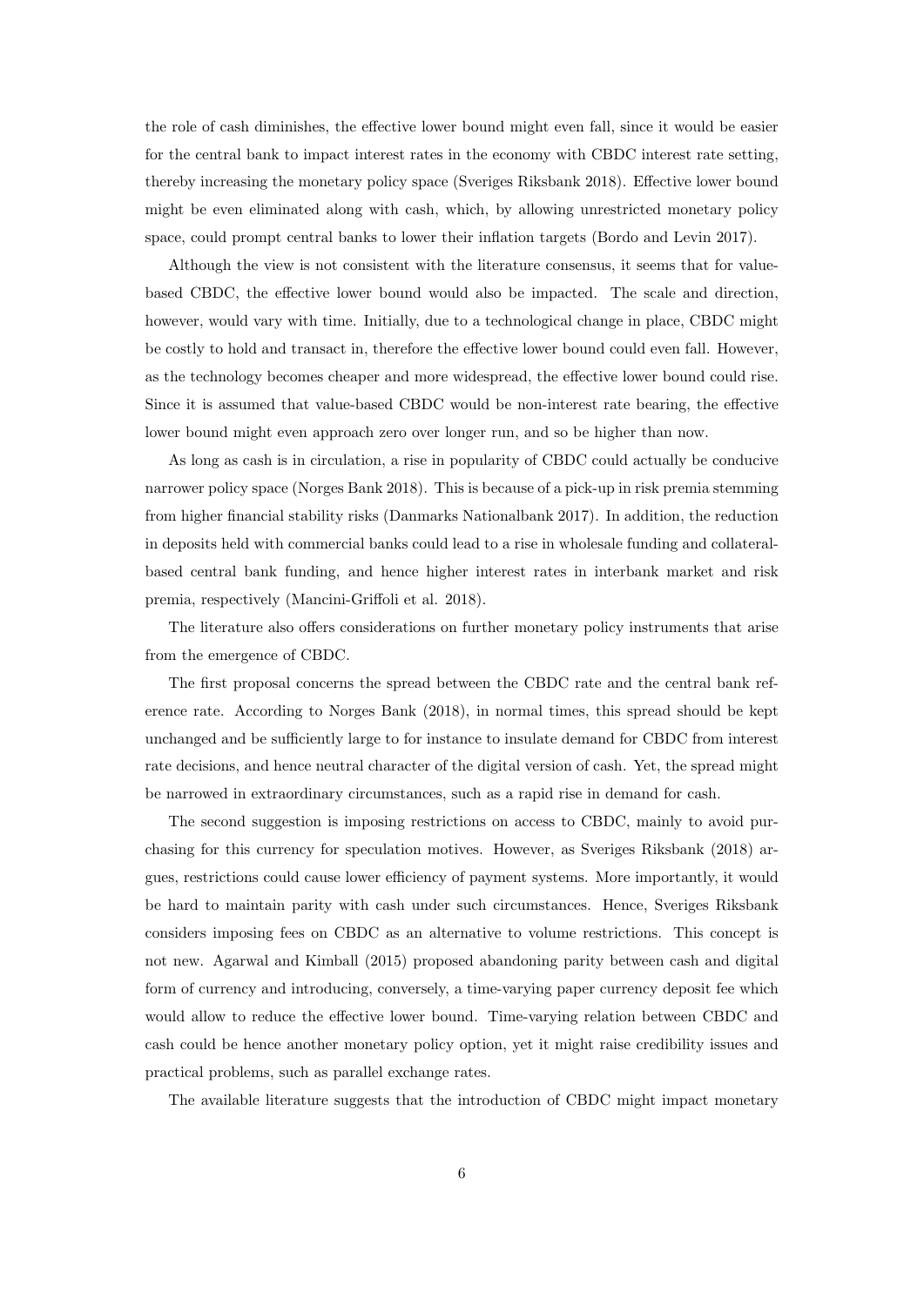the role of cash diminishes, the effective lower bound might even fall, since it would be easier for the central bank to impact interest rates in the economy with CBDC interest rate setting, thereby increasing the monetary policy space (Sveriges Riksbank 2018). Effective lower bound might be even eliminated along with cash, which, by allowing unrestricted monetary policy space, could prompt central banks to lower their inflation targets (Bordo and Levin 2017).

Although the view is not consistent with the literature consensus, it seems that for value-based CBDC, the effective lower bound would also be impacted. The scale and direction, however, would vary with time. Initially, due to a technological change in place, CBDC might be costly to hold and transact in, therefore the effective lower bound could even fall. However, as the technology becomes cheaper and more widespread, the effective lower bound could rise. Since it is assumed that value-based CBDC would be non-interest rate bearing, the effective lower bound might even approach zero over longer run, and so be higher than now.

As long as cash is in circulation, a rise in popularity of CBDC could actually be conducive narrower policy space (Norges Bank 2018). This is because of a pick-up in risk premia stemming from higher financial stability risks (Danmarks Nationalbank 2017). In addition, the reduction in deposits held with commercial banks could lead to a rise in wholesale funding and collateral-based central bank funding, and hence higher interest rates in interbank market and risk premia, respectively (Mancini-Griffoli et al. 2018).

The literature also offers considerations on further monetary policy instruments that arise from the emergence of CBDC.

The first proposal concerns the spread between the CBDC rate and the central bank reference rate. According to Norges Bank (2018), in normal times, this spread should be kept unchanged and be sufficiently large to for instance to insulate demand for CBDC from interest rate decisions, and hence neutral character of the digital version of cash. Yet, the spread might be narrowed in extraordinary circumstances, such as a rapid rise in demand for cash.

The second suggestion is imposing restrictions on access to CBDC, mainly to avoid purchasing for this currency for speculation motives. However, as Sveriges Riksbank (2018) argues, restrictions could cause lower efficiency of payment systems. More importantly, it would be hard to maintain parity with cash under such circumstances. Hence, Sveriges Riksbank considers imposing fees on CBDC as an alternative to volume restrictions. This concept is not new. Agarwal and Kimball (2015) proposed abandoning parity between cash and digital form of currency and introducing, conversely, a time-varying paper currency deposit fee which would allow to reduce the effective lower bound. Time-varying relation between CBDC and cash could be hence another monetary policy option, yet it might raise credibility issues and practical problems, such as parallel exchange rates.

The available literature suggests that the introduction of CBDC might impact monetary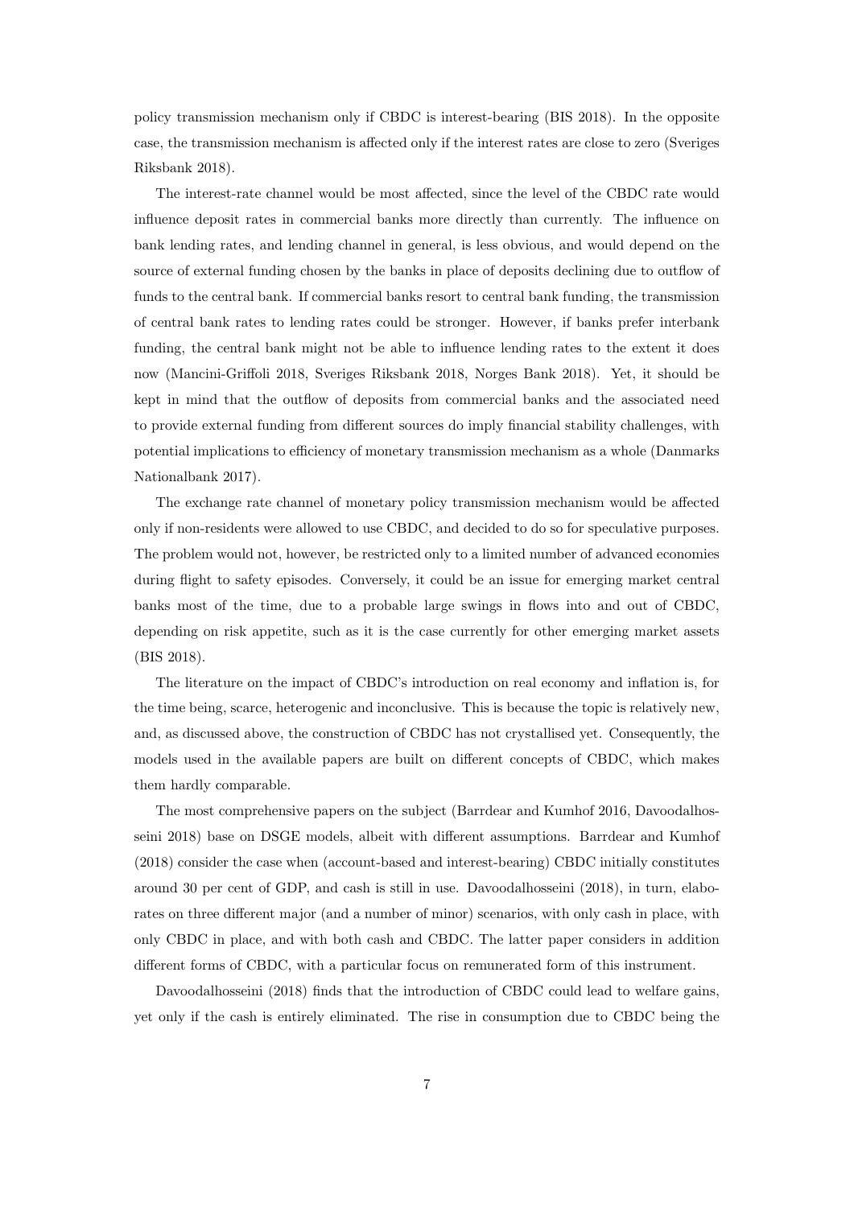policy transmission mechanism only if CBDC is interest-bearing (BIS 2018). In the opposite case, the transmission mechanism is affected only if the interest rates are close to zero (Sveriges Riksbank 2018).

The interest-rate channel would be most affected, since the level of the CBDC rate would influence deposit rates in commercial banks more directly than currently. The influence on bank lending rates, and lending channel in general, is less obvious, and would depend on the source of external funding chosen by the banks in place of deposits declining due to outflow of funds to the central bank. If commercial banks resort to central bank funding, the transmission of central bank rates to lending rates could be stronger. However, if banks prefer interbank funding, the central bank might not be able to influence lending rates to the extent it does now (Mancini-Griffoli 2018, Sveriges Riksbank 2018, Norges Bank 2018). Yet, it should be kept in mind that the outflow of deposits from commercial banks and the associated need to provide external funding from different sources do imply financial stability challenges, with potential implications to efficiency of monetary transmission mechanism as a whole (Danmarks Nationalbank 2017).

The exchange rate channel of monetary policy transmission mechanism would be affected only if non-residents were allowed to use CBDC, and decided to do so for speculative purposes. The problem would not, however, be restricted only to a limited number of advanced economies during flight to safety episodes. Conversely, it could be an issue for emerging market central banks most of the time, due to a probable large swings in flows into and out of CBDC, depending on risk appetite, such as it is the case currently for other emerging market assets (BIS 2018).

The literature on the impact of CBDC's introduction on real economy and inflation is, for the time being, scarce, heterogenic and inconclusive. This is because the topic is relatively new, and, as discussed above, the construction of CBDC has not crystallised yet. Consequently, the models used in the available papers are built on different concepts of CBDC, which makes them hardly comparable.

The most comprehensive papers on the subject (Barrdear and Kumhof 2016, Davoodalhosseini 2018) base on DSGE models, albeit with different assumptions. Barrdear and Kumhof (2018) consider the case when (account-based and interest-bearing) CBDC initially constitutes around 30 per cent of GDP, and cash is still in use. Davoodalhosseini (2018), in turn, elaborates on three different major (and a number of minor) scenarios, with only cash in place, with only CBDC in place, and with both cash and CBDC. The latter paper considers in addition different forms of CBDC, with a particular focus on remunerated form of this instrument.

Davoodalhosseini (2018) finds that the introduction of CBDC could lead to welfare gains, yet only if the cash is entirely eliminated. The rise in consumption due to CBDC being the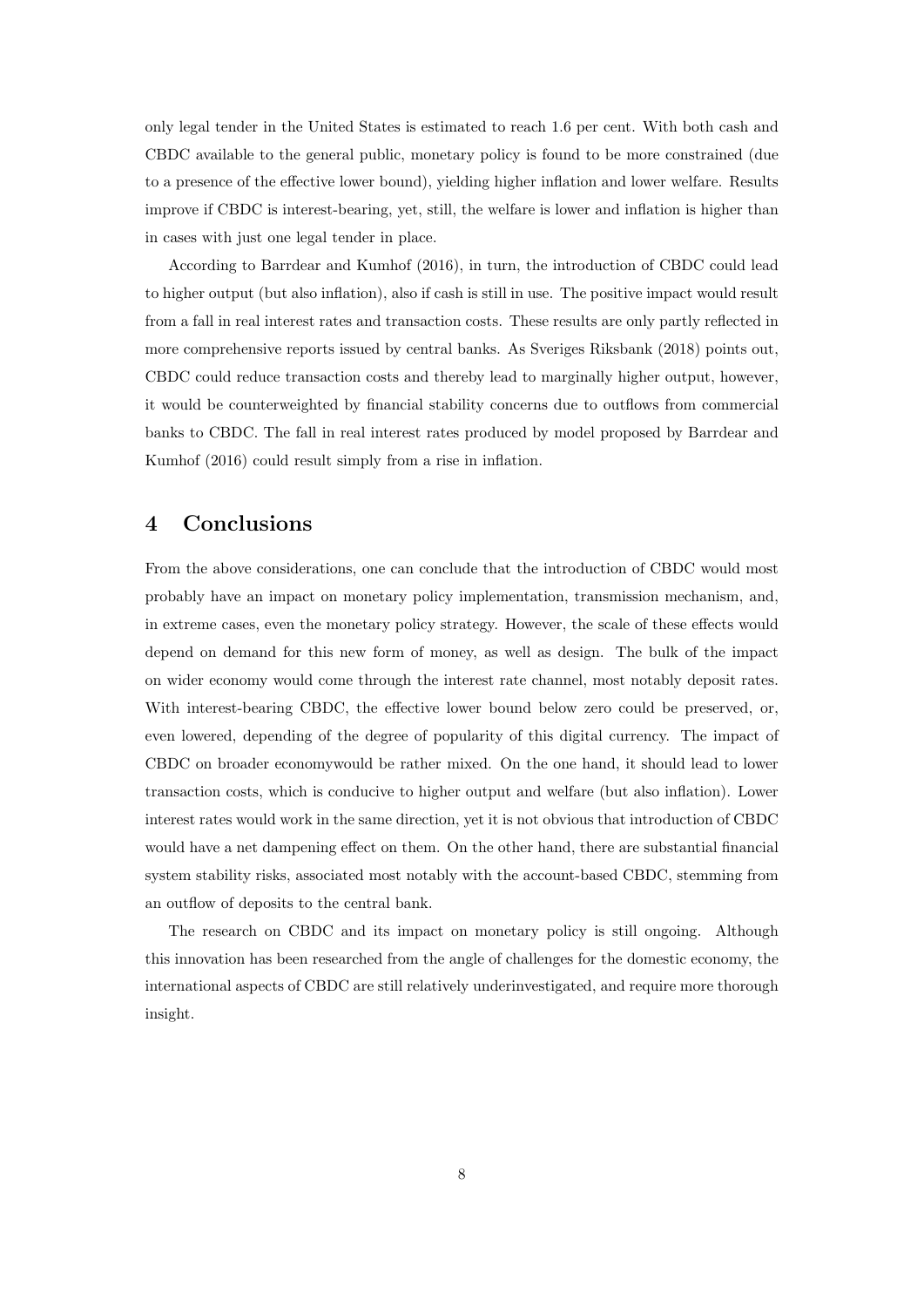only legal tender in the United States is estimated to reach 1.6 per cent. With both cash and CBDC available to the general public, monetary policy is found to be more constrained (due to a presence of the effective lower bound), yielding higher inflation and lower welfare. Results improve if CBDC is interest-bearing, yet, still, the welfare is lower and inflation is higher than in cases with just one legal tender in place.

According to Barrdear and Kumhof (2016), in turn, the introduction of CBDC could lead to higher output (but also inflation), also if cash is still in use. The positive impact would result from a fall in real interest rates and transaction costs. These results are only partly reflected in more comprehensive reports issued by central banks. As Sveriges Riksbank (2018) points out, CBDC could reduce transaction costs and thereby lead to marginally higher output, however, it would be counterweighted by financial stability concerns due to outflows from commercial banks to CBDC. The fall in real interest rates produced by model proposed by Barrdear and Kumhof (2016) could result simply from a rise in inflation.

## 4 Conclusions

From the above considerations, one can conclude that the introduction of CBDC would most probably have an impact on monetary policy implementation, transmission mechanism, and, in extreme cases, even the monetary policy strategy. However, the scale of these effects would depend on demand for this new form of money, as well as design. The bulk of the impact on wider economy would come through the interest rate channel, most notably deposit rates. With interest-bearing CBDC, the effective lower bound below zero could be preserved, or, even lowered, depending of the degree of popularity of this digital currency. The impact of CBDC on broader economywould be rather mixed. On the one hand, it should lead to lower transaction costs, which is conducive to higher output and welfare (but also inflation). Lower interest rates would work in the same direction, yet it is not obvious that introduction of CBDC would have a net dampening effect on them. On the other hand, there are substantial financial system stability risks, associated most notably with the account-based CBDC, stemming from an outflow of deposits to the central bank.

The research on CBDC and its impact on monetary policy is still ongoing. Although this innovation has been researched from the angle of challenges for the domestic economy, the international aspects of CBDC are still relatively underinvestigated, and require more thorough insight.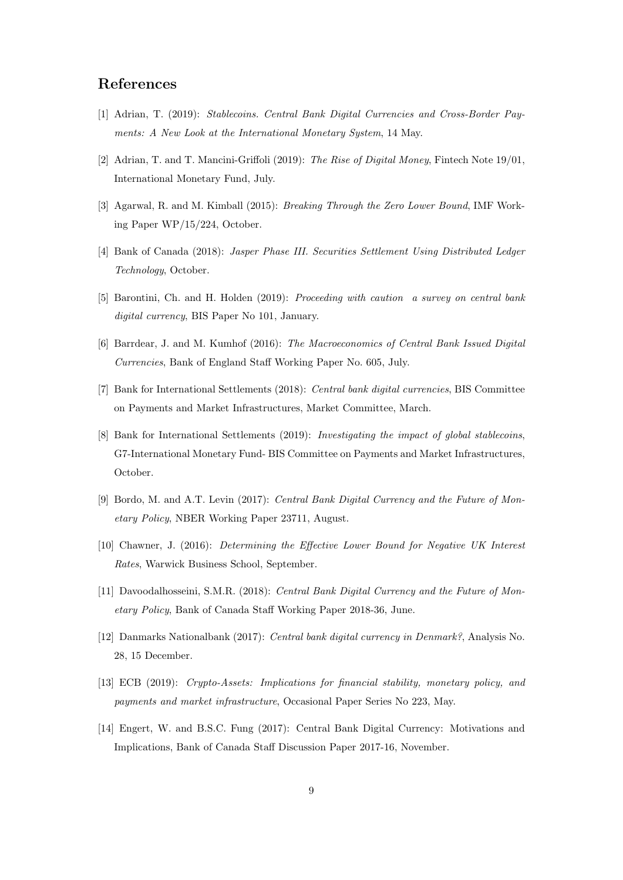## References

[1] Adrian, T. (2019): *Stablecoins. Central Bank Digital Currencies and Cross-Border Payments: A New Look at the International Monetary System*, 14 May.

[2] Adrian, T. and T. Mancini-Griffoli (2019): *The Rise of Digital Money*, Fintech Note 19/01, International Monetary Fund, July.

[3] Agarwal, R. and M. Kimball (2015): *Breaking Through the Zero Lower Bound*, IMF Working Paper WP/15/224, October.

[4] Bank of Canada (2018): *Jasper Phase III. Securities Settlement Using Distributed Ledger Technology*, October.

[5] Barontini, Ch. and H. Holden (2019): *Proceeding with caution a survey on central bank digital currency*, BIS Paper No 101, January.

[6] Barrdear, J. and M. Kumhof (2016): *The Macroeconomics of Central Bank Issued Digital Currencies*, Bank of England Staff Working Paper No. 605, July.

[7] Bank for International Settlements (2018): *Central bank digital currencies*, BIS Committee on Payments and Market Infrastructures, Market Committee, March.

[8] Bank for International Settlements (2019): *Investigating the impact of global stablecoins*, G7-International Monetary Fund- BIS Committee on Payments and Market Infrastructures, October.

[9] Bordo, M. and A.T. Levin (2017): *Central Bank Digital Currency and the Future of Monetary Policy*, NBER Working Paper 23711, August.

[10] Chawner, J. (2016): *Determining the Effective Lower Bound for Negative UK Interest Rates*, Warwick Business School, September.

[11] Davoodalhosseini, S.M.R. (2018): *Central Bank Digital Currency and the Future of Monetary Policy*, Bank of Canada Staff Working Paper 2018-36, June.

[12] Danmarks Nationalbank (2017): *Central bank digital currency in Denmark?*, Analysis No. 28, 15 December.

[13] ECB (2019): *Crypto-Assets: Implications for financial stability, monetary policy, and payments and market infrastructure*, Occasional Paper Series No 223, May.

[14] Engert, W. and B.S.C. Fung (2017): Central Bank Digital Currency: Motivations and Implications, Bank of Canada Staff Discussion Paper 2017-16, November.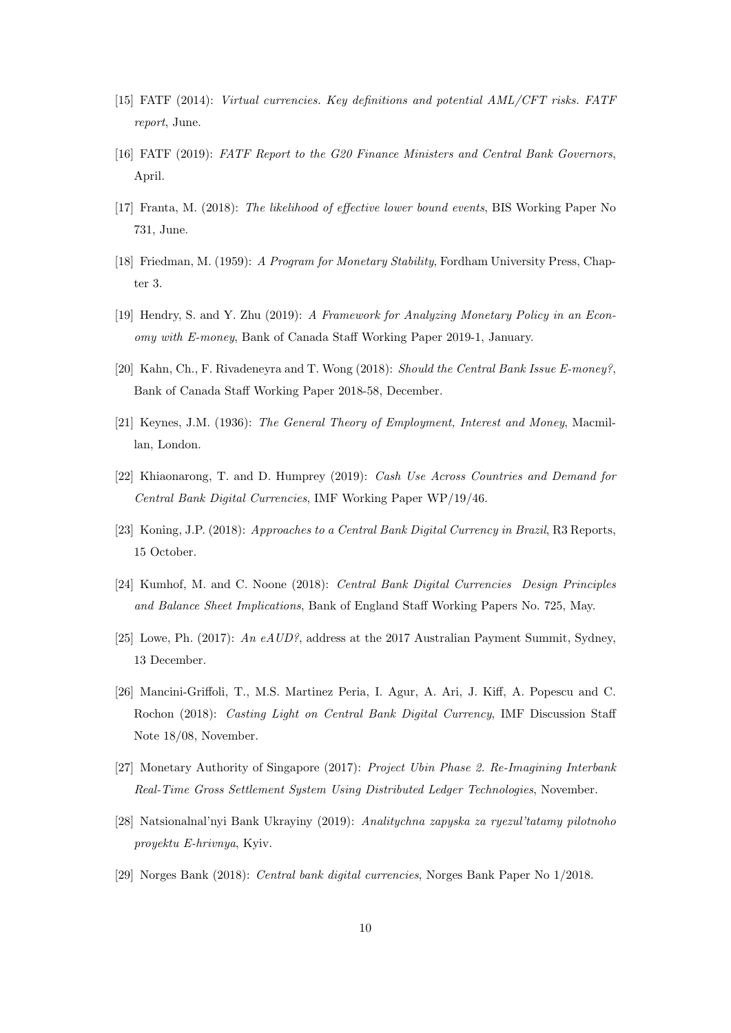[15] FATF (2014): *Virtual currencies. Key definitions and potential AML/CFT risks. FATF report*, June.

[16] FATF (2019): *FATF Report to the G20 Finance Ministers and Central Bank Governors*, April.

[17] Franta, M. (2018): *The likelihood of effective lower bound events*, BIS Working Paper No 731, June.

[18] Friedman, M. (1959): *A Program for Monetary Stability*, Fordham University Press, Chapter 3.

[19] Hendry, S. and Y. Zhu (2019): *A Framework for Analyzing Monetary Policy in an Economy with E-money*, Bank of Canada Staff Working Paper 2019-1, January.

[20] Kahn, Ch., F. Rivadeneyra and T. Wong (2018): *Should the Central Bank Issue E-money?*, Bank of Canada Staff Working Paper 2018-58, December.

[21] Keynes, J.M. (1936): *The General Theory of Employment, Interest and Money*, Macmillan, London.

[22] Khiaonarong, T. and D. Humprey (2019): *Cash Use Across Countries and Demand for Central Bank Digital Currencies*, IMF Working Paper WP/19/46.

[23] Koning, J.P. (2018): *Approaches to a Central Bank Digital Currency in Brazil*, R3 Reports, 15 October.

[24] Kumhof, M. and C. Noone (2018): *Central Bank Digital Currencies Design Principles and Balance Sheet Implications*, Bank of England Staff Working Papers No. 725, May.

[25] Lowe, Ph. (2017): *An eAUD?*, address at the 2017 Australian Payment Summit, Sydney, 13 December.

[26] Mancini-Griffoli, T., M.S. Martinez Peria, I. Agur, A. Ari, J. Kiff, A. Popescu and C. Rochon (2018): *Casting Light on Central Bank Digital Currency*, IMF Discussion Staff Note 18/08, November.

[27] Monetary Authority of Singapore (2017): *Project Ubin Phase 2. Re-Imagining Interbank Real-Time Gross Settlement System Using Distributed Ledger Technologies*, November.

[28] Natsionalnal'nyi Bank Ukrayiny (2019): *Analitychna zapyska za ryezul'tatamy pilotnoho proyektu E-hrivnya*, Kyiv.

[29] Norges Bank (2018): *Central bank digital currencies*, Norges Bank Paper No 1/2018.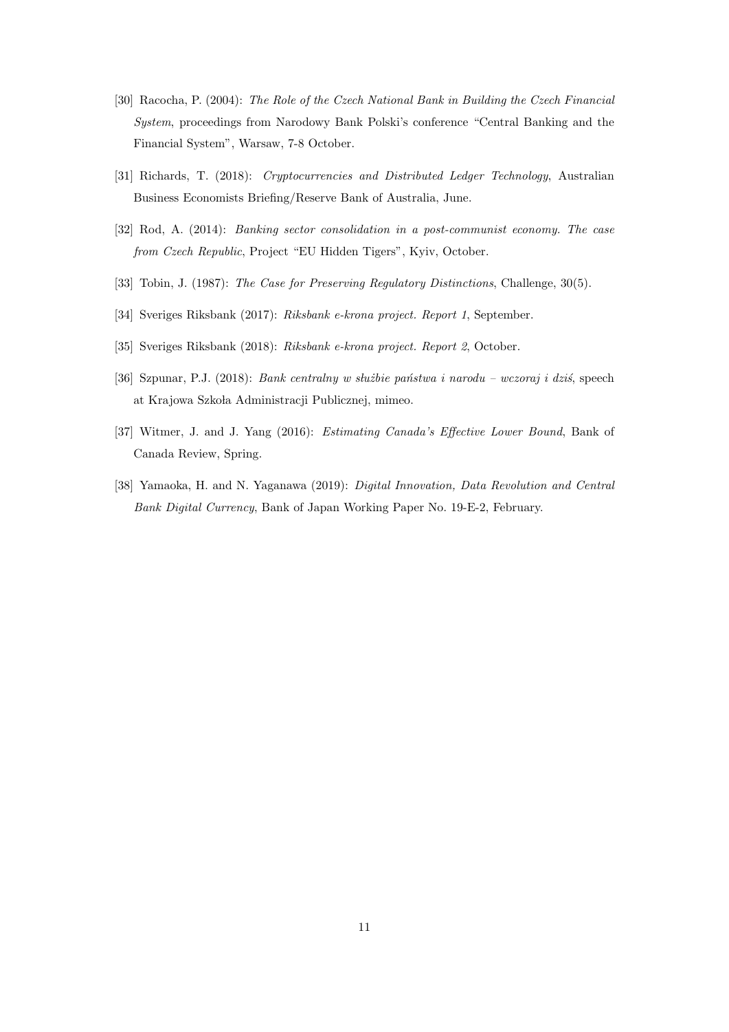[30] Racocha, P. (2004): *The Role of the Czech National Bank in Building the Czech Financial System*, proceedings from Narodowy Bank Polski's conference "Central Banking and the Financial System", Warsaw, 7-8 October.

[31] Richards, T. (2018): *Cryptocurrencies and Distributed Ledger Technology*, Australian Business Economists Briefing/Reserve Bank of Australia, June.

[32] Rod, A. (2014): *Banking sector consolidation in a post-communist economy. The case from Czech Republic*, Project "EU Hidden Tigers", Kyiv, October.

[33] Tobin, J. (1987): *The Case for Preserving Regulatory Distinctions*, Challenge, 30(5).

[34] Sveriges Riksbank (2017): *Riksbank e-krona project. Report 1*, September.

[35] Sveriges Riksbank (2018): *Riksbank e-krona project. Report 2*, October.

[36] Szpunar, P.J. (2018): *Bank centralny w służbie państwa i narodu – wczoraj i dziś*, speech at Krajowa Szkoła Administracji Publicznej, mimeo.

[37] Witmer, J. and J. Yang (2016): *Estimating Canada's Effective Lower Bound*, Bank of Canada Review, Spring.

[38] Yamaoka, H. and N. Yaganawa (2019): *Digital Innovation, Data Revolution and Central Bank Digital Currency*, Bank of Japan Working Paper No. 19-E-2, February.